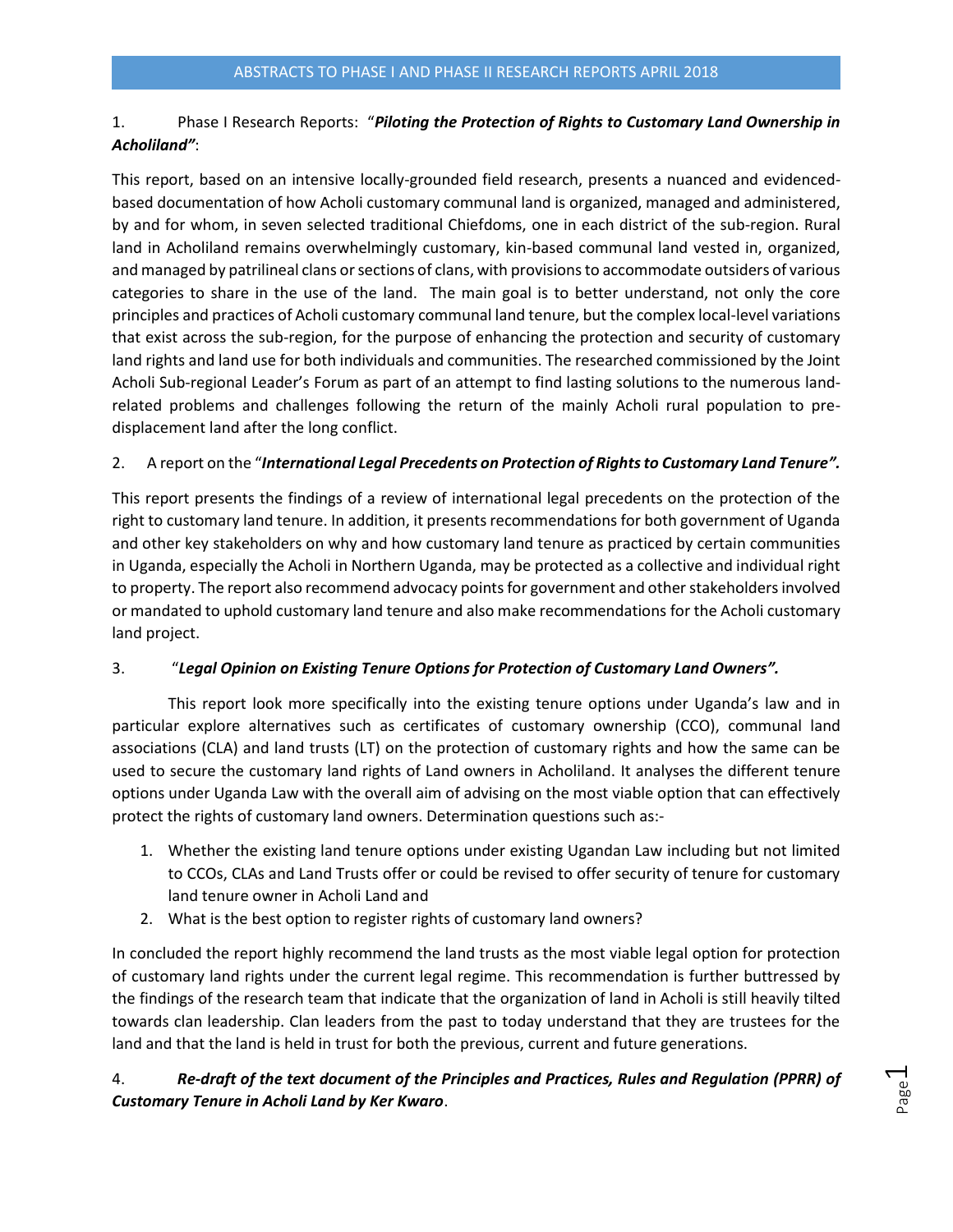# ABSTRACTS TO PHASE I AND PHASE II RESEARCH REPORTS APRIL 2018

1. Phase I Research Reports: "***Piloting the Protection of Rights to Customary Land Ownership in Acholiland"***:

This report, based on an intensive locally-grounded field research, presents a nuanced and evidenced-based documentation of how Acholi customary communal land is organized, managed and administered, by and for whom, in seven selected traditional Chiefdoms, one in each district of the sub-region. Rural land in Acholiland remains overwhelmingly customary, kin-based communal land vested in, organized, and managed by patrilineal clans or sections of clans, with provisions to accommodate outsiders of various categories to share in the use of the land. The main goal is to better understand, not only the core principles and practices of Acholi customary communal land tenure, but the complex local-level variations that exist across the sub-region, for the purpose of enhancing the protection and security of customary land rights and land use for both individuals and communities. The researched commissioned by the Joint Acholi Sub-regional Leader's Forum as part of an attempt to find lasting solutions to the numerous land-related problems and challenges following the return of the mainly Acholi rural population to pre-displacement land after the long conflict.

2. A report on the "***International Legal Precedents on Protection of Rights to Customary Land Tenure".***

This report presents the findings of a review of international legal precedents on the protection of the right to customary land tenure. In addition, it presents recommendations for both government of Uganda and other key stakeholders on why and how customary land tenure as practiced by certain communities in Uganda, especially the Acholi in Northern Uganda, may be protected as a collective and individual right to property. The report also recommend advocacy points for government and other stakeholders involved or mandated to uphold customary land tenure and also make recommendations for the Acholi customary land project.

3. "***Legal Opinion on Existing Tenure Options for Protection of Customary Land Owners".***

This report look more specifically into the existing tenure options under Uganda's law and in particular explore alternatives such as certificates of customary ownership (CCO), communal land associations (CLA) and land trusts (LT) on the protection of customary rights and how the same can be used to secure the customary land rights of Land owners in Acholiland. It analyses the different tenure options under Uganda Law with the overall aim of advising on the most viable option that can effectively protect the rights of customary land owners. Determination questions such as:-

1. Whether the existing land tenure options under existing Ugandan Law including but not limited to CCOs, CLAs and Land Trusts offer or could be revised to offer security of tenure for customary land tenure owner in Acholi Land and
2. What is the best option to register rights of customary land owners?

In concluded the report highly recommend the land trusts as the most viable legal option for protection of customary land rights under the current legal regime. This recommendation is further buttressed by the findings of the research team that indicate that the organization of land in Acholi is still heavily tilted towards clan leadership. Clan leaders from the past to today understand that they are trustees for the land and that the land is held in trust for both the previous, current and future generations.

4. ***Re-draft of the text document of the Principles and Practices, Rules and Regulation (PPRR) of Customary Tenure in Acholi Land by Ker Kwaro***.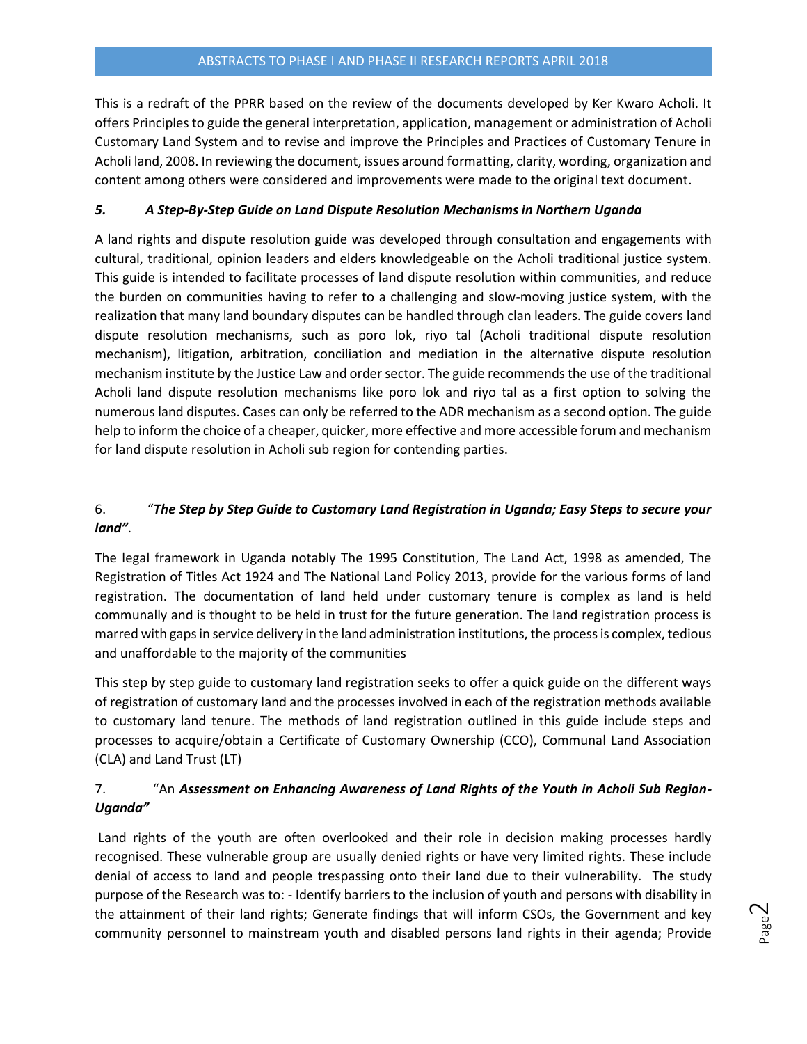This is a redraft of the PPRR based on the review of the documents developed by Ker Kwaro Acholi. It offers Principles to guide the general interpretation, application, management or administration of Acholi Customary Land System and to revise and improve the Principles and Practices of Customary Tenure in Acholi land, 2008. In reviewing the document, issues around formatting, clarity, wording, organization and content among others were considered and improvements were made to the original text document.

### *5. A Step-By-Step Guide on Land Dispute Resolution Mechanisms in Northern Uganda*

A land rights and dispute resolution guide was developed through consultation and engagements with cultural, traditional, opinion leaders and elders knowledgeable on the Acholi traditional justice system. This guide is intended to facilitate processes of land dispute resolution within communities, and reduce the burden on communities having to refer to a challenging and slow-moving justice system, with the realization that many land boundary disputes can be handled through clan leaders. The guide covers land dispute resolution mechanisms, such as poro lok, riyo tal (Acholi traditional dispute resolution mechanism), litigation, arbitration, conciliation and mediation in the alternative dispute resolution mechanism institute by the Justice Law and order sector. The guide recommends the use of the traditional Acholi land dispute resolution mechanisms like poro lok and riyo tal as a first option to solving the numerous land disputes. Cases can only be referred to the ADR mechanism as a second option. The guide help to inform the choice of a cheaper, quicker, more effective and more accessible forum and mechanism for land dispute resolution in Acholi sub region for contending parties.

### 6. "*The Step by Step Guide to Customary Land Registration in Uganda; Easy Steps to secure your land"*.

The legal framework in Uganda notably The 1995 Constitution, The Land Act, 1998 as amended, The Registration of Titles Act 1924 and The National Land Policy 2013, provide for the various forms of land registration. The documentation of land held under customary tenure is complex as land is held communally and is thought to be held in trust for the future generation. The land registration process is marred with gaps in service delivery in the land administration institutions, the process is complex, tedious and unaffordable to the majority of the communities

This step by step guide to customary land registration seeks to offer a quick guide on the different ways of registration of customary land and the processes involved in each of the registration methods available to customary land tenure. The methods of land registration outlined in this guide include steps and processes to acquire/obtain a Certificate of Customary Ownership (CCO), Communal Land Association (CLA) and Land Trust (LT)

### 7. "An ***Assessment on Enhancing Awareness of Land Rights of the Youth in Acholi Sub Region-Uganda"***

Land rights of the youth are often overlooked and their role in decision making processes hardly recognised. These vulnerable group are usually denied rights or have very limited rights. These include denial of access to land and people trespassing onto their land due to their vulnerability. The study purpose of the Research was to: - Identify barriers to the inclusion of youth and persons with disability in the attainment of their land rights; Generate findings that will inform CSOs, the Government and key community personnel to mainstream youth and disabled persons land rights in their agenda; Provide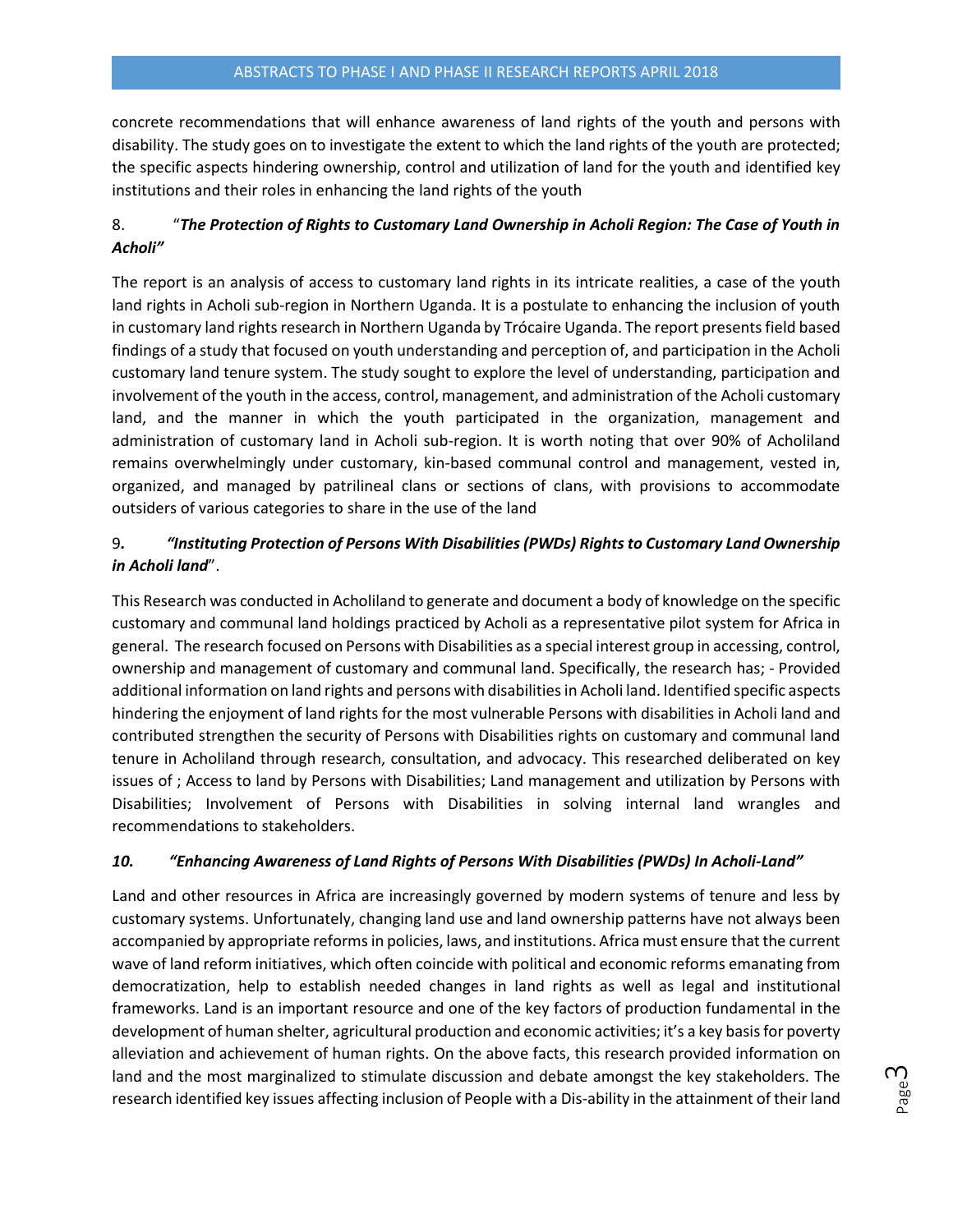concrete recommendations that will enhance awareness of land rights of the youth and persons with disability. The study goes on to investigate the extent to which the land rights of the youth are protected; the specific aspects hindering ownership, control and utilization of land for the youth and identified key institutions and their roles in enhancing the land rights of the youth

8. "***The Protection of Rights to Customary Land Ownership in Acholi Region: The Case of Youth in Acholi"***

The report is an analysis of access to customary land rights in its intricate realities, a case of the youth land rights in Acholi sub-region in Northern Uganda. It is a postulate to enhancing the inclusion of youth in customary land rights research in Northern Uganda by Trócaire Uganda. The report presents field based findings of a study that focused on youth understanding and perception of, and participation in the Acholi customary land tenure system. The study sought to explore the level of understanding, participation and involvement of the youth in the access, control, management, and administration of the Acholi customary land, and the manner in which the youth participated in the organization, management and administration of customary land in Acholi sub-region. It is worth noting that over 90% of Acholiland remains overwhelmingly under customary, kin-based communal control and management, vested in, organized, and managed by patrilineal clans or sections of clans, with provisions to accommodate outsiders of various categories to share in the use of the land

9***.*** ***"Instituting Protection of Persons With Disabilities (PWDs) Rights to Customary Land Ownership in Acholi land***".

This Research was conducted in Acholiland to generate and document a body of knowledge on the specific customary and communal land holdings practiced by Acholi as a representative pilot system for Africa in general. The research focused on Persons with Disabilities as a special interest group in accessing, control, ownership and management of customary and communal land. Specifically, the research has; - Provided additional information on land rights and persons with disabilities in Acholi land. Identified specific aspects hindering the enjoyment of land rights for the most vulnerable Persons with disabilities in Acholi land and contributed strengthen the security of Persons with Disabilities rights on customary and communal land tenure in Acholiland through research, consultation, and advocacy. This researched deliberated on key issues of ; Access to land by Persons with Disabilities; Land management and utilization by Persons with Disabilities; Involvement of Persons with Disabilities in solving internal land wrangles and recommendations to stakeholders.

***10. "Enhancing Awareness of Land Rights of Persons With Disabilities (PWDs) In Acholi-Land"***

Land and other resources in Africa are increasingly governed by modern systems of tenure and less by customary systems. Unfortunately, changing land use and land ownership patterns have not always been accompanied by appropriate reforms in policies, laws, and institutions. Africa must ensure that the current wave of land reform initiatives, which often coincide with political and economic reforms emanating from democratization, help to establish needed changes in land rights as well as legal and institutional frameworks. Land is an important resource and one of the key factors of production fundamental in the development of human shelter, agricultural production and economic activities; it's a key basis for poverty alleviation and achievement of human rights. On the above facts, this research provided information on land and the most marginalized to stimulate discussion and debate amongst the key stakeholders. The research identified key issues affecting inclusion of People with a Dis-ability in the attainment of their land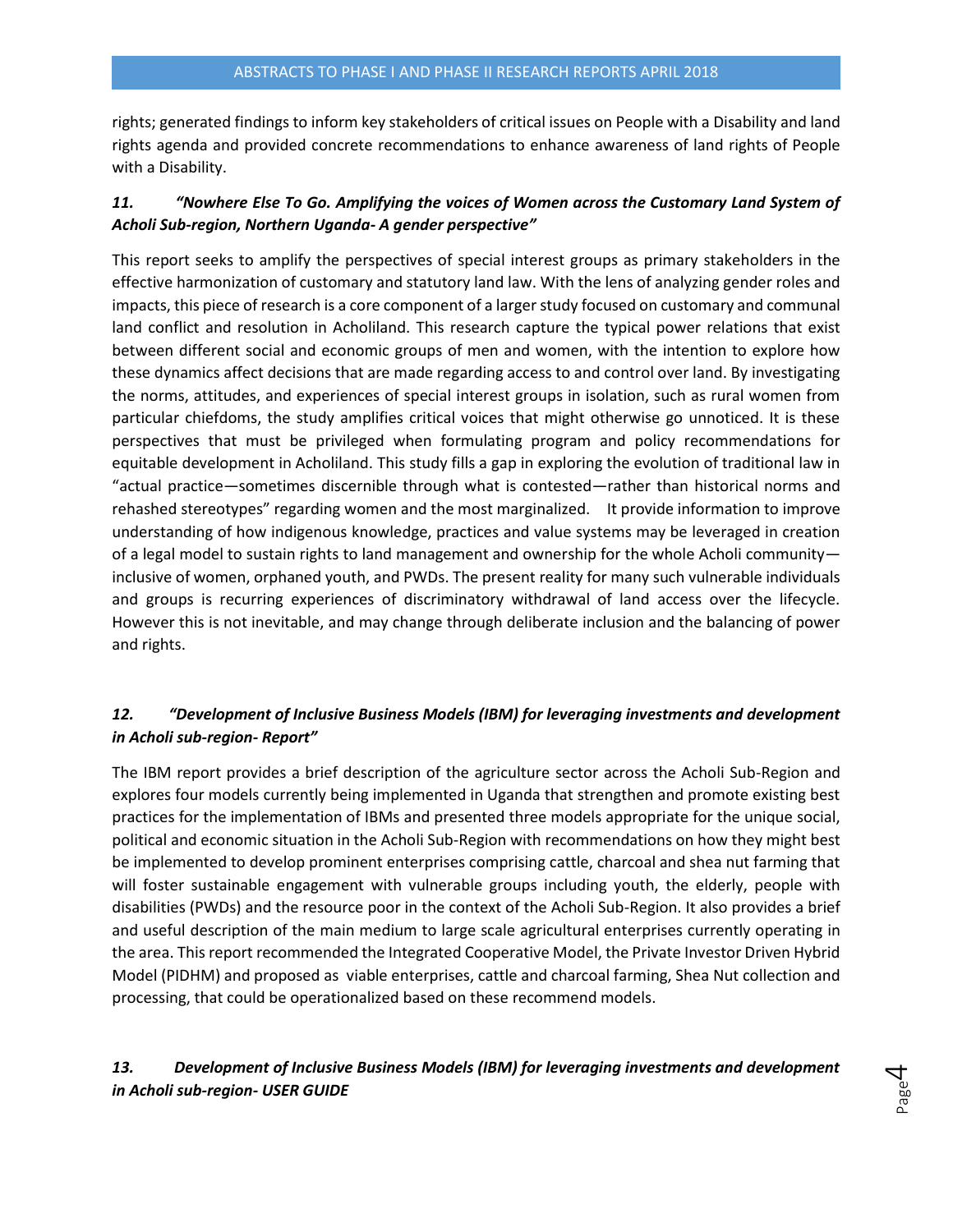rights; generated findings to inform key stakeholders of critical issues on People with a Disability and land rights agenda and provided concrete recommendations to enhance awareness of land rights of People with a Disability.

### *11. "Nowhere Else To Go. Amplifying the voices of Women across the Customary Land System of Acholi Sub-region, Northern Uganda- A gender perspective"*

This report seeks to amplify the perspectives of special interest groups as primary stakeholders in the effective harmonization of customary and statutory land law. With the lens of analyzing gender roles and impacts, this piece of research is a core component of a larger study focused on customary and communal land conflict and resolution in Acholiland. This research capture the typical power relations that exist between different social and economic groups of men and women, with the intention to explore how these dynamics affect decisions that are made regarding access to and control over land. By investigating the norms, attitudes, and experiences of special interest groups in isolation, such as rural women from particular chiefdoms, the study amplifies critical voices that might otherwise go unnoticed. It is these perspectives that must be privileged when formulating program and policy recommendations for equitable development in Acholiland. This study fills a gap in exploring the evolution of traditional law in "actual practice—sometimes discernible through what is contested—rather than historical norms and rehashed stereotypes" regarding women and the most marginalized. It provide information to improve understanding of how indigenous knowledge, practices and value systems may be leveraged in creation of a legal model to sustain rights to land management and ownership for the whole Acholi community—inclusive of women, orphaned youth, and PWDs. The present reality for many such vulnerable individuals and groups is recurring experiences of discriminatory withdrawal of land access over the lifecycle. However this is not inevitable, and may change through deliberate inclusion and the balancing of power and rights.

### *12. "Development of Inclusive Business Models (IBM) for leveraging investments and development in Acholi sub-region- Report"*

The IBM report provides a brief description of the agriculture sector across the Acholi Sub-Region and explores four models currently being implemented in Uganda that strengthen and promote existing best practices for the implementation of IBMs and presented three models appropriate for the unique social, political and economic situation in the Acholi Sub-Region with recommendations on how they might best be implemented to develop prominent enterprises comprising cattle, charcoal and shea nut farming that will foster sustainable engagement with vulnerable groups including youth, the elderly, people with disabilities (PWDs) and the resource poor in the context of the Acholi Sub-Region. It also provides a brief and useful description of the main medium to large scale agricultural enterprises currently operating in the area. This report recommended the Integrated Cooperative Model, the Private Investor Driven Hybrid Model (PIDHM) and proposed as viable enterprises, cattle and charcoal farming, Shea Nut collection and processing, that could be operationalized based on these recommend models.

### *13. Development of Inclusive Business Models (IBM) for leveraging investments and development in Acholi sub-region- USER GUIDE*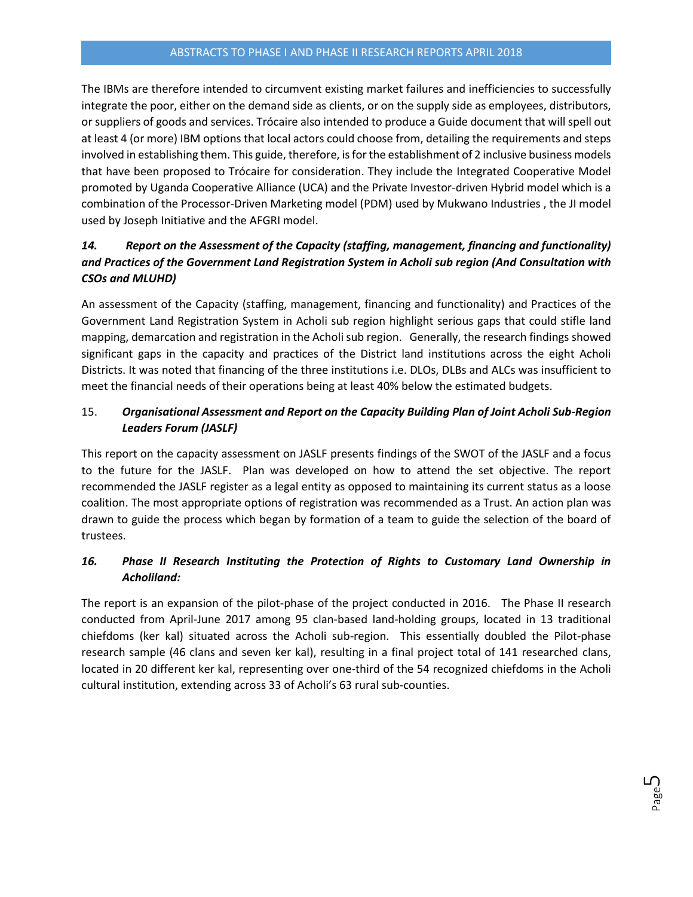The IBMs are therefore intended to circumvent existing market failures and inefficiencies to successfully integrate the poor, either on the demand side as clients, or on the supply side as employees, distributors, or suppliers of goods and services. Trócaire also intended to produce a Guide document that will spell out at least 4 (or more) IBM options that local actors could choose from, detailing the requirements and steps involved in establishing them. This guide, therefore, is for the establishment of 2 inclusive business models that have been proposed to Trócaire for consideration. They include the Integrated Cooperative Model promoted by Uganda Cooperative Alliance (UCA) and the Private Investor-driven Hybrid model which is a combination of the Processor-Driven Marketing model (PDM) used by Mukwano Industries , the JI model used by Joseph Initiative and the AFGRI model.

### *14. Report on the Assessment of the Capacity (staffing, management, financing and functionality) and Practices of the Government Land Registration System in Acholi sub region (And Consultation with CSOs and MLUHD)*

An assessment of the Capacity (staffing, management, financing and functionality) and Practices of the Government Land Registration System in Acholi sub region highlight serious gaps that could stifle land mapping, demarcation and registration in the Acholi sub region. Generally, the research findings showed significant gaps in the capacity and practices of the District land institutions across the eight Acholi Districts. It was noted that financing of the three institutions i.e. DLOs, DLBs and ALCs was insufficient to meet the financial needs of their operations being at least 40% below the estimated budgets.

### 15. *Organisational Assessment and Report on the Capacity Building Plan of Joint Acholi Sub-Region Leaders Forum (JASLF)*

This report on the capacity assessment on JASLF presents findings of the SWOT of the JASLF and a focus to the future for the JASLF. Plan was developed on how to attend the set objective. The report recommended the JASLF register as a legal entity as opposed to maintaining its current status as a loose coalition. The most appropriate options of registration was recommended as a Trust. An action plan was drawn to guide the process which began by formation of a team to guide the selection of the board of trustees.

### *16. Phase II Research Instituting the Protection of Rights to Customary Land Ownership in Acholiland:*

The report is an expansion of the pilot-phase of the project conducted in 2016. The Phase II research conducted from April-June 2017 among 95 clan-based land-holding groups, located in 13 traditional chiefdoms (ker kal) situated across the Acholi sub-region. This essentially doubled the Pilot-phase research sample (46 clans and seven ker kal), resulting in a final project total of 141 researched clans, located in 20 different ker kal, representing over one-third of the 54 recognized chiefdoms in the Acholi cultural institution, extending across 33 of Acholi's 63 rural sub-counties.